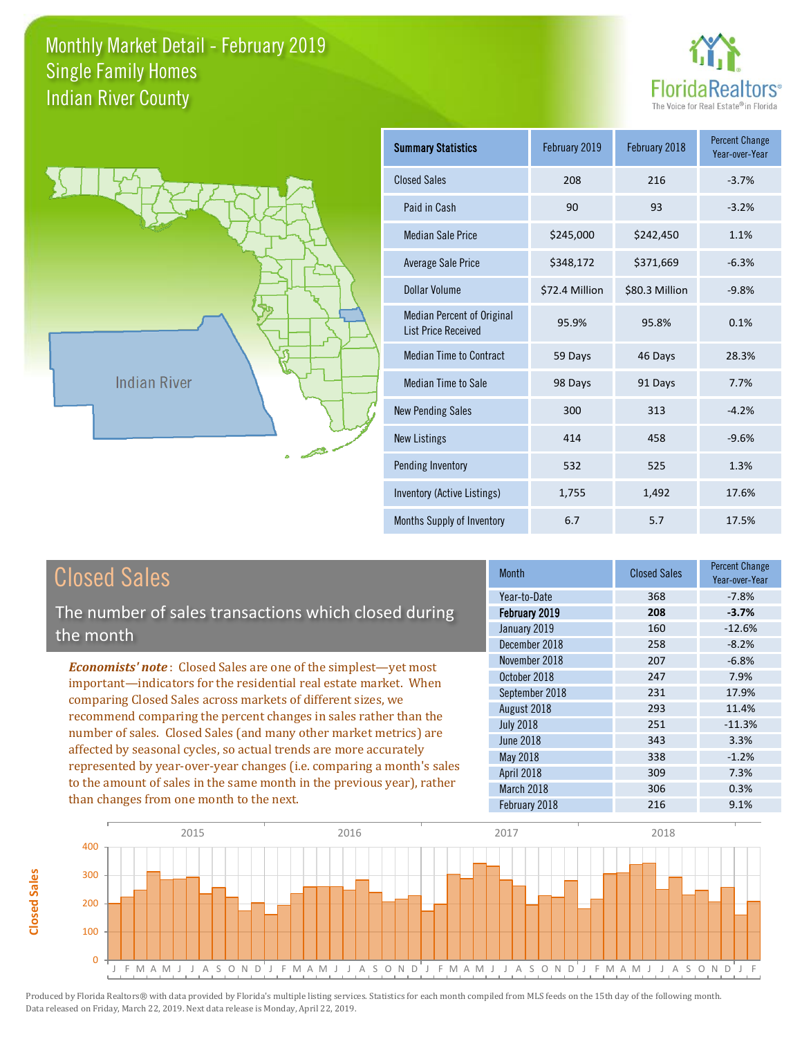# Monthly Market Detail - February 2019
## Single Family Homes
## Indian River County

FloridaRealtors® The Voice for Real Estate® in Florida

Indian River

| Summary Statistics | February 2019 | February 2018 | Percent Change Year-over-Year |
|---|---|---|---|
| Closed Sales | 208 | 216 | -3.7% |
| Paid in Cash | 90 | 93 | -3.2% |
| Median Sale Price | $245,000 | $242,450 | 1.1% |
| Average Sale Price | $348,172 | $371,669 | -6.3% |
| Dollar Volume | $72.4 Million | $80.3 Million | -9.8% |
| Median Percent of Original List Price Received | 95.9% | 95.8% | 0.1% |
| Median Time to Contract | 59 Days | 46 Days | 28.3% |
| Median Time to Sale | 98 Days | 91 Days | 7.7% |
| New Pending Sales | 300 | 313 | -4.2% |
| New Listings | 414 | 458 | -9.6% |
| Pending Inventory | 532 | 525 | 1.3% |
| Inventory (Active Listings) | 1,755 | 1,492 | 17.6% |
| Months Supply of Inventory | 6.7 | 5.7 | 17.5% |

## Closed Sales

The number of sales transactions which closed during the month

***Economists' note***: Closed Sales are one of the simplest—yet most important—indicators for the residential real estate market. When comparing Closed Sales across markets of different sizes, we recommend comparing the percent changes in sales rather than the number of sales. Closed Sales (and many other market metrics) are affected by seasonal cycles, so actual trends are more accurately represented by year-over-year changes (i.e. comparing a month's sales to the amount of sales in the same month in the previous year), rather than changes from one month to the next.

| Month | Closed Sales | Percent Change Year-over-Year |
|---|---|---|
| Year-to-Date | 368 | -7.8% |
| **February 2019** | **208** | **-3.7%** |
| January 2019 | 160 | -12.6% |
| December 2018 | 258 | -8.2% |
| November 2018 | 207 | -6.8% |
| October 2018 | 247 | 7.9% |
| September 2018 | 231 | 17.9% |
| August 2018 | 293 | 11.4% |
| July 2018 | 251 | -11.3% |
| June 2018 | 343 | 3.3% |
| May 2018 | 338 | -1.2% |
| April 2018 | 309 | 7.3% |
| March 2018 | 306 | 0.3% |
| February 2018 | 216 | 9.1% |

Produced by Florida Realtors® with data provided by Florida's multiple listing services. Statistics for each month compiled from MLS feeds on the 15th day of the following month. Data released on Friday, March 22, 2019. Next data release is Monday, April 22, 2019.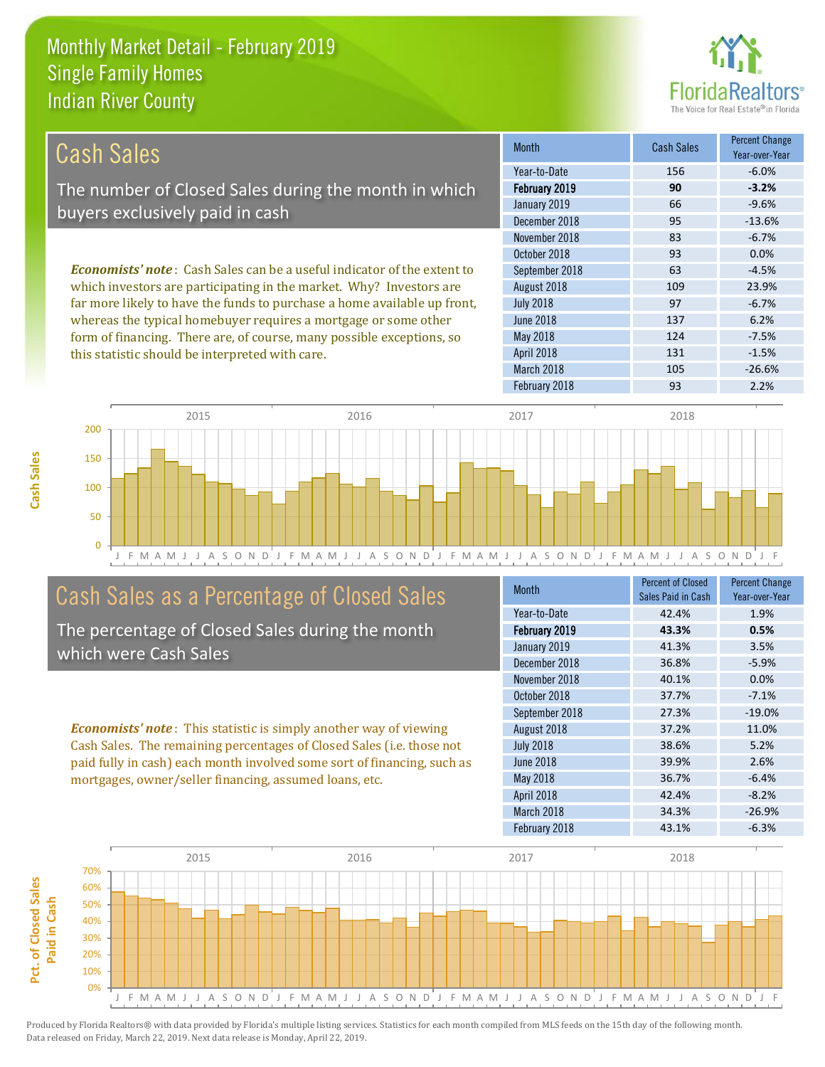# Monthly Market Detail - February 2019
## Single Family Homes
## Indian River County

## Cash Sales

The number of Closed Sales during the month in which buyers exclusively paid in cash

*Economists' note*: Cash Sales can be a useful indicator of the extent to which investors are participating in the market. Why? Investors are far more likely to have the funds to purchase a home available up front, whereas the typical homebuyer requires a mortgage or some other form of financing. There are, of course, many possible exceptions, so this statistic should be interpreted with care.

| Month | Cash Sales | Percent Change Year-over-Year |
|---|---|---|
| Year-to-Date | 156 | -6.0% |
| **February 2019** | **90** | **-3.2%** |
| January 2019 | 66 | -9.6% |
| December 2018 | 95 | -13.6% |
| November 2018 | 83 | -6.7% |
| October 2018 | 93 | 0.0% |
| September 2018 | 63 | -4.5% |
| August 2018 | 109 | 23.9% |
| July 2018 | 97 | -6.7% |
| June 2018 | 137 | 6.2% |
| May 2018 | 124 | -7.5% |
| April 2018 | 131 | -1.5% |
| March 2018 | 105 | -26.6% |
| February 2018 | 93 | 2.2% |

## Cash Sales as a Percentage of Closed Sales

The percentage of Closed Sales during the month which were Cash Sales

*Economists' note*: This statistic is simply another way of viewing Cash Sales. The remaining percentages of Closed Sales (i.e. those not paid fully in cash) each month involved some sort of financing, such as mortgages, owner/seller financing, assumed loans, etc.

| Month | Percent of Closed Sales Paid in Cash | Percent Change Year-over-Year |
|---|---|---|
| Year-to-Date | 42.4% | 1.9% |
| **February 2019** | **43.3%** | **0.5%** |
| January 2019 | 41.3% | 3.5% |
| December 2018 | 36.8% | -5.9% |
| November 2018 | 40.1% | 0.0% |
| October 2018 | 37.7% | -7.1% |
| September 2018 | 27.3% | -19.0% |
| August 2018 | 37.2% | 11.0% |
| July 2018 | 38.6% | 5.2% |
| June 2018 | 39.9% | 2.6% |
| May 2018 | 36.7% | -6.4% |
| April 2018 | 42.4% | -8.2% |
| March 2018 | 34.3% | -26.9% |
| February 2018 | 43.1% | -6.3% |

Produced by Florida Realtors® with data provided by Florida's multiple listing services. Statistics for each month compiled from MLS feeds on the 15th day of the following month. Data released on Friday, March 22, 2019. Next data release is Monday, April 22, 2019.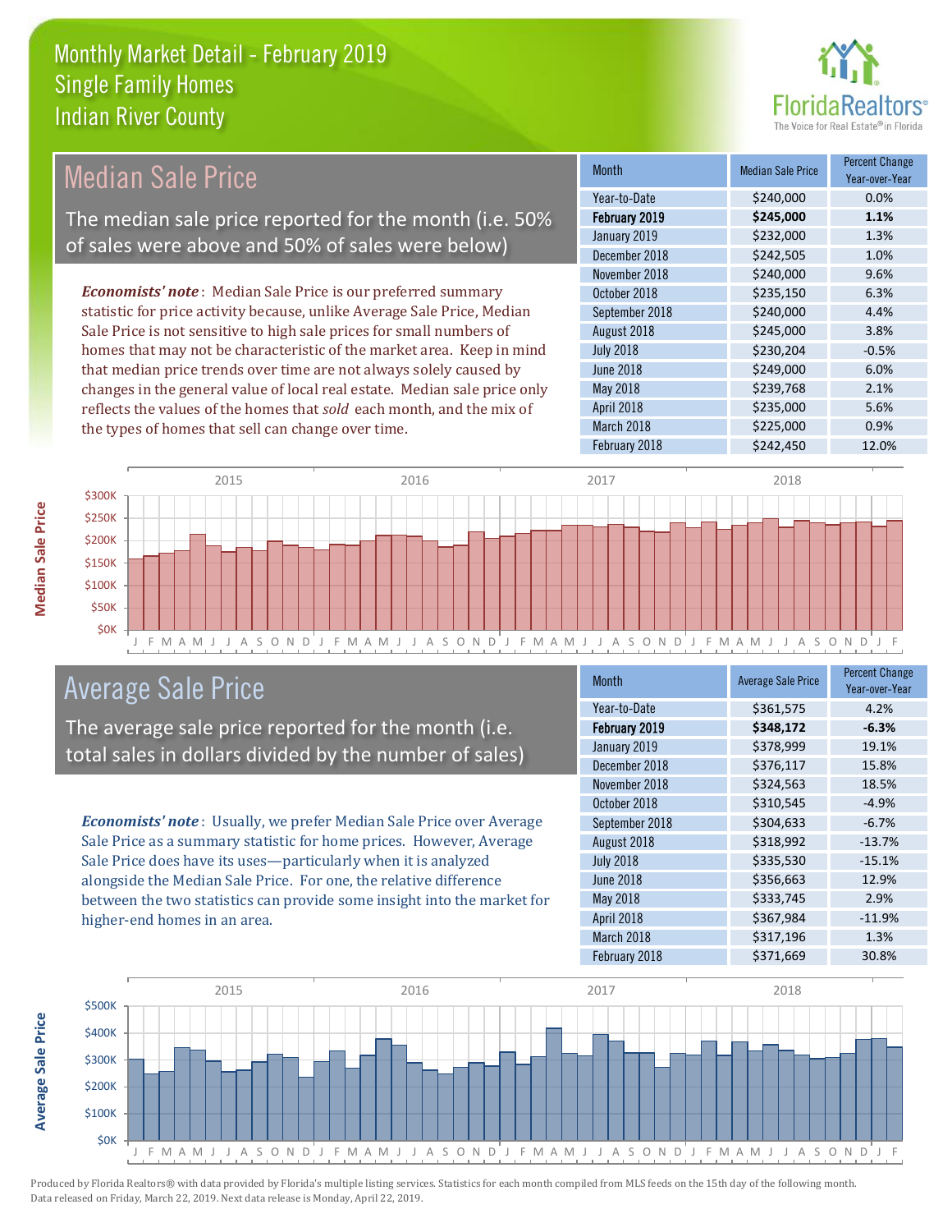# Monthly Market Detail - February 2019
## Single Family Homes
## Indian River County

## Median Sale Price

The median sale price reported for the month (i.e. 50% of sales were above and 50% of sales were below)

*Economists' note*: Median Sale Price is our preferred summary statistic for price activity because, unlike Average Sale Price, Median Sale Price is not sensitive to high sale prices for small numbers of homes that may not be characteristic of the market area. Keep in mind that median price trends over time are not always solely caused by changes in the general value of local real estate. Median sale price only reflects the values of the homes that *sold* each month, and the mix of the types of homes that sell can change over time.

| Month | Median Sale Price | Percent Change Year-over-Year |
|---|---|---|
| Year-to-Date | $240,000 | 0.0% |
| **February 2019** | **$245,000** | **1.1%** |
| January 2019 | $232,000 | 1.3% |
| December 2018 | $242,505 | 1.0% |
| November 2018 | $240,000 | 9.6% |
| October 2018 | $235,150 | 6.3% |
| September 2018 | $240,000 | 4.4% |
| August 2018 | $245,000 | 3.8% |
| July 2018 | $230,204 | -0.5% |
| June 2018 | $249,000 | 6.0% |
| May 2018 | $239,768 | 2.1% |
| April 2018 | $235,000 | 5.6% |
| March 2018 | $225,000 | 0.9% |
| February 2018 | $242,450 | 12.0% |

## Average Sale Price

The average sale price reported for the month (i.e. total sales in dollars divided by the number of sales)

*Economists' note*: Usually, we prefer Median Sale Price over Average Sale Price as a summary statistic for home prices. However, Average Sale Price does have its uses—particularly when it is analyzed alongside the Median Sale Price. For one, the relative difference between the two statistics can provide some insight into the market for higher-end homes in an area.

| Month | Average Sale Price | Percent Change Year-over-Year |
|---|---|---|
| Year-to-Date | $361,575 | 4.2% |
| **February 2019** | **$348,172** | **-6.3%** |
| January 2019 | $378,999 | 19.1% |
| December 2018 | $376,117 | 15.8% |
| November 2018 | $324,563 | 18.5% |
| October 2018 | $310,545 | -4.9% |
| September 2018 | $304,633 | -6.7% |
| August 2018 | $318,992 | -13.7% |
| July 2018 | $335,530 | -15.1% |
| June 2018 | $356,663 | 12.9% |
| May 2018 | $333,745 | 2.9% |
| April 2018 | $367,984 | -11.9% |
| March 2018 | $317,196 | 1.3% |
| February 2018 | $371,669 | 30.8% |

Produced by Florida Realtors® with data provided by Florida's multiple listing services. Statistics for each month compiled from MLS feeds on the 15th day of the following month. Data released on Friday, March 22, 2019. Next data release is Monday, April 22, 2019.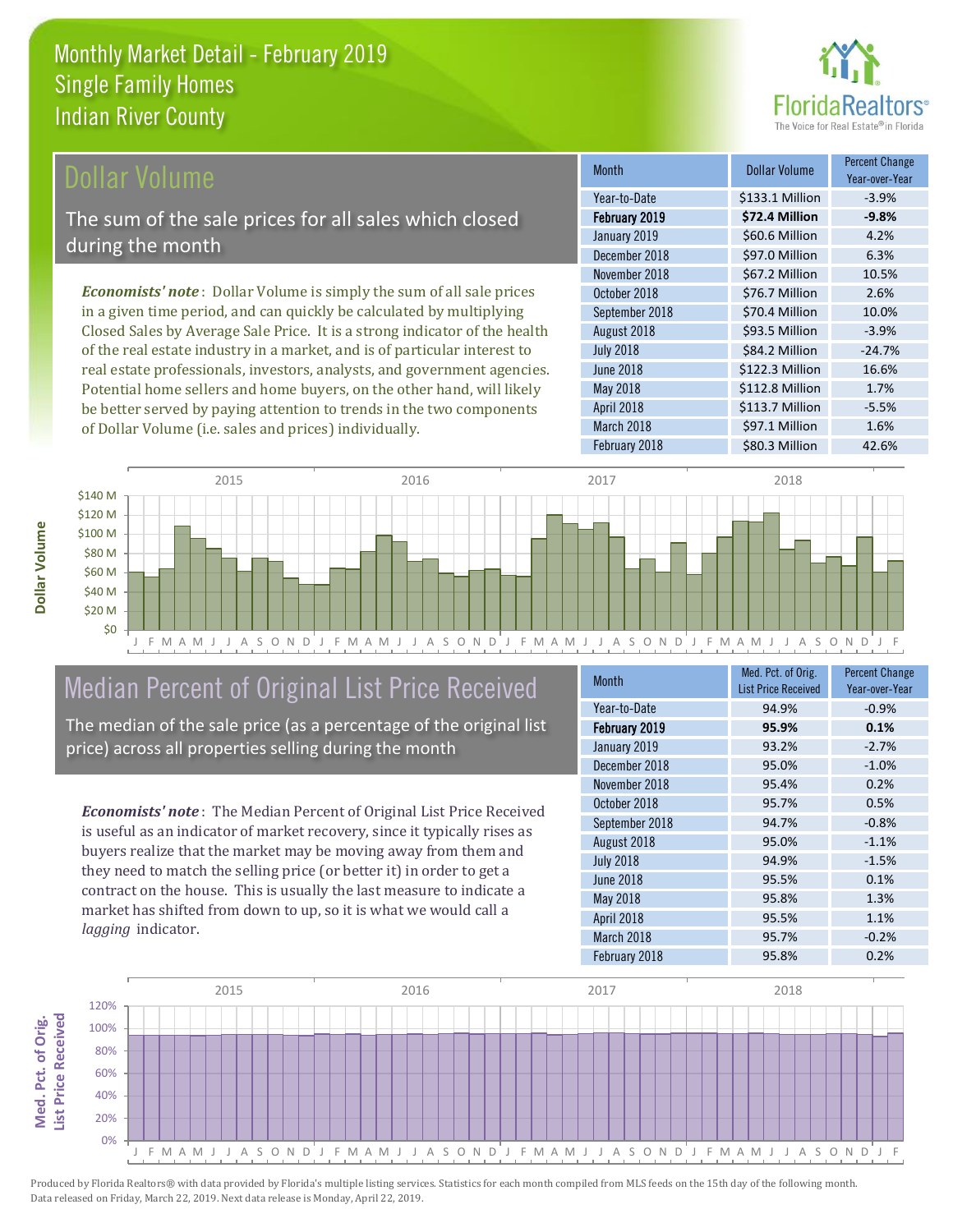# Monthly Market Detail - February 2019
## Single Family Homes
## Indian River County

## Dollar Volume

The sum of the sale prices for all sales which closed during the month

*Economists' note*: Dollar Volume is simply the sum of all sale prices in a given time period, and can quickly be calculated by multiplying Closed Sales by Average Sale Price. It is a strong indicator of the health of the real estate industry in a market, and is of particular interest to real estate professionals, investors, analysts, and government agencies. Potential home sellers and home buyers, on the other hand, will likely be better served by paying attention to trends in the two components of Dollar Volume (i.e. sales and prices) individually.

| Month | Dollar Volume | Percent Change Year-over-Year |
|---|---|---|
| Year-to-Date | $133.1 Million | -3.9% |
| **February 2019** | **$72.4 Million** | **-9.8%** |
| January 2019 | $60.6 Million | 4.2% |
| December 2018 | $97.0 Million | 6.3% |
| November 2018 | $67.2 Million | 10.5% |
| October 2018 | $76.7 Million | 2.6% |
| September 2018 | $70.4 Million | 10.0% |
| August 2018 | $93.5 Million | -3.9% |
| July 2018 | $84.2 Million | -24.7% |
| June 2018 | $122.3 Million | 16.6% |
| May 2018 | $112.8 Million | 1.7% |
| April 2018 | $113.7 Million | -5.5% |
| March 2018 | $97.1 Million | 1.6% |
| February 2018 | $80.3 Million | 42.6% |

## Median Percent of Original List Price Received

The median of the sale price (as a percentage of the original list price) across all properties selling during the month

*Economists' note*: The Median Percent of Original List Price Received is useful as an indicator of market recovery, since it typically rises as buyers realize that the market may be moving away from them and they need to match the selling price (or better it) in order to get a contract on the house. This is usually the last measure to indicate a market has shifted from down to up, so it is what we would call a *lagging* indicator.

| Month | Med. Pct. of Orig. List Price Received | Percent Change Year-over-Year |
|---|---|---|
| Year-to-Date | 94.9% | -0.9% |
| **February 2019** | **95.9%** | **0.1%** |
| January 2019 | 93.2% | -2.7% |
| December 2018 | 95.0% | -1.0% |
| November 2018 | 95.4% | 0.2% |
| October 2018 | 95.7% | 0.5% |
| September 2018 | 94.7% | -0.8% |
| August 2018 | 95.0% | -1.1% |
| July 2018 | 94.9% | -1.5% |
| June 2018 | 95.5% | 0.1% |
| May 2018 | 95.8% | 1.3% |
| April 2018 | 95.5% | 1.1% |
| March 2018 | 95.7% | -0.2% |
| February 2018 | 95.8% | 0.2% |

Produced by Florida Realtors® with data provided by Florida's multiple listing services. Statistics for each month compiled from MLS feeds on the 15th day of the following month. Data released on Friday, March 22, 2019. Next data release is Monday, April 22, 2019.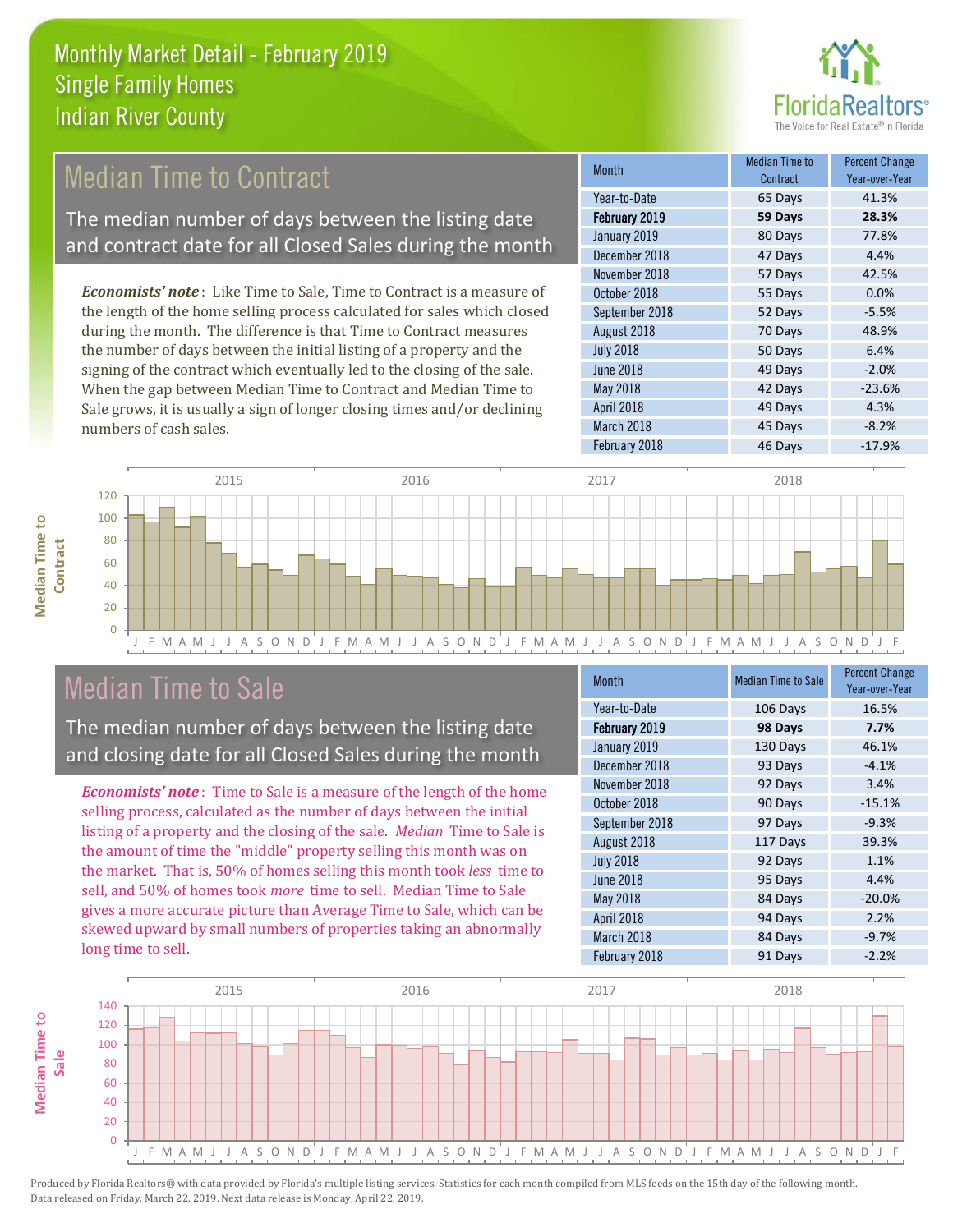# Monthly Market Detail - February 2019
## Single Family Homes
## Indian River County

## Median Time to Contract

The median number of days between the listing date and contract date for all Closed Sales during the month

*Economists' note*: Like Time to Sale, Time to Contract is a measure of the length of the home selling process calculated for sales which closed during the month. The difference is that Time to Contract measures the number of days between the initial listing of a property and the signing of the contract which eventually led to the closing of the sale. When the gap between Median Time to Contract and Median Time to Sale grows, it is usually a sign of longer closing times and/or declining numbers of cash sales.

| Month | Median Time to Contract | Percent Change Year-over-Year |
|---|---|---|
| Year-to-Date | 65 Days | 41.3% |
| **February 2019** | **59 Days** | **28.3%** |
| January 2019 | 80 Days | 77.8% |
| December 2018 | 47 Days | 4.4% |
| November 2018 | 57 Days | 42.5% |
| October 2018 | 55 Days | 0.0% |
| September 2018 | 52 Days | -5.5% |
| August 2018 | 70 Days | 48.9% |
| July 2018 | 50 Days | 6.4% |
| June 2018 | 49 Days | -2.0% |
| May 2018 | 42 Days | -23.6% |
| April 2018 | 49 Days | 4.3% |
| March 2018 | 45 Days | -8.2% |
| February 2018 | 46 Days | -17.9% |

## Median Time to Sale

The median number of days between the listing date and closing date for all Closed Sales during the month

*Economists' note*: Time to Sale is a measure of the length of the home selling process, calculated as the number of days between the initial listing of a property and the closing of the sale. *Median* Time to Sale is the amount of time the "middle" property selling this month was on the market. That is, 50% of homes selling this month took *less* time to sell, and 50% of homes took *more* time to sell. Median Time to Sale gives a more accurate picture than Average Time to Sale, which can be skewed upward by small numbers of properties taking an abnormally long time to sell.

| Month | Median Time to Sale | Percent Change Year-over-Year |
|---|---|---|
| Year-to-Date | 106 Days | 16.5% |
| **February 2019** | **98 Days** | **7.7%** |
| January 2019 | 130 Days | 46.1% |
| December 2018 | 93 Days | -4.1% |
| November 2018 | 92 Days | 3.4% |
| October 2018 | 90 Days | -15.1% |
| September 2018 | 97 Days | -9.3% |
| August 2018 | 117 Days | 39.3% |
| July 2018 | 92 Days | 1.1% |
| June 2018 | 95 Days | 4.4% |
| May 2018 | 84 Days | -20.0% |
| April 2018 | 94 Days | 2.2% |
| March 2018 | 84 Days | -9.7% |
| February 2018 | 91 Days | -2.2% |

Produced by Florida Realtors® with data provided by Florida's multiple listing services. Statistics for each month compiled from MLS feeds on the 15th day of the following month. Data released on Friday, March 22, 2019. Next data release is Monday, April 22, 2019.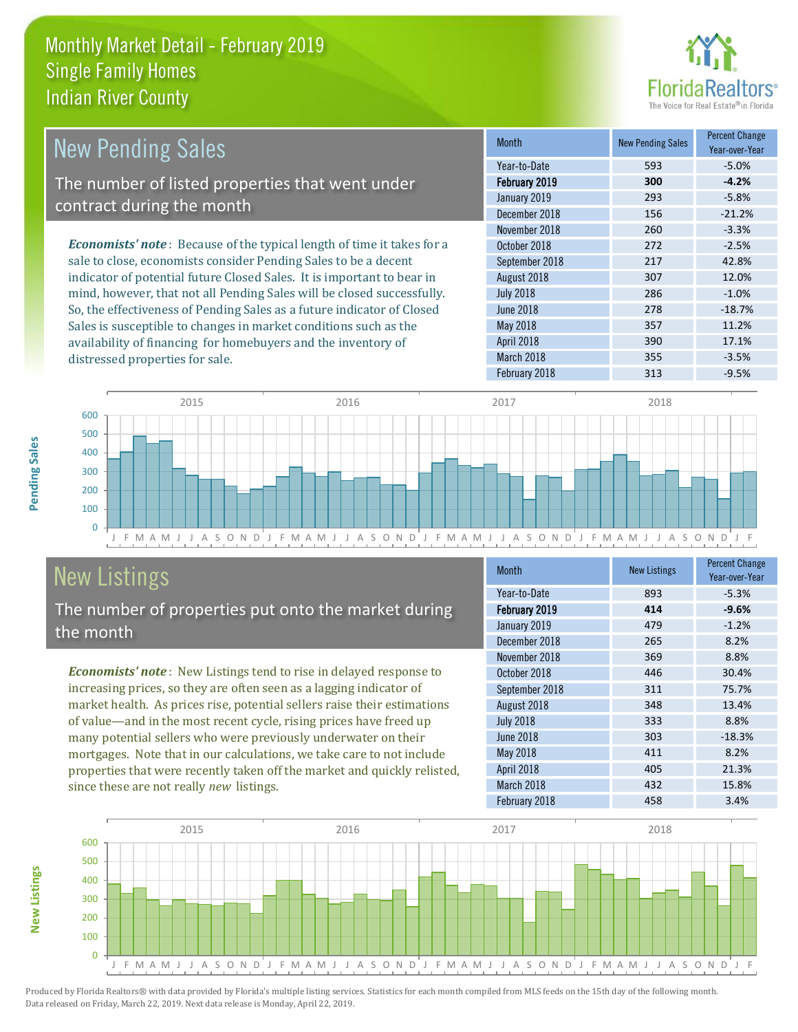# Monthly Market Detail - February 2019
## Single Family Homes
## Indian River County

## New Pending Sales

The number of listed properties that went under contract during the month

*Economists' note*: Because of the typical length of time it takes for a sale to close, economists consider Pending Sales to be a decent indicator of potential future Closed Sales. It is important to bear in mind, however, that not all Pending Sales will be closed successfully. So, the effectiveness of Pending Sales as a future indicator of Closed Sales is susceptible to changes in market conditions such as the availability of financing for homebuyers and the inventory of distressed properties for sale.

| Month | New Pending Sales | Percent Change Year-over-Year |
|---|---|---|
| Year-to-Date | 593 | -5.0% |
| **February 2019** | **300** | **-4.2%** |
| January 2019 | 293 | -5.8% |
| December 2018 | 156 | -21.2% |
| November 2018 | 260 | -3.3% |
| October 2018 | 272 | -2.5% |
| September 2018 | 217 | 42.8% |
| August 2018 | 307 | 12.0% |
| July 2018 | 286 | -1.0% |
| June 2018 | 278 | -18.7% |
| May 2018 | 357 | 11.2% |
| April 2018 | 390 | 17.1% |
| March 2018 | 355 | -3.5% |
| February 2018 | 313 | -9.5% |

## New Listings

The number of properties put onto the market during the month

*Economists' note*: New Listings tend to rise in delayed response to increasing prices, so they are often seen as a lagging indicator of market health. As prices rise, potential sellers raise their estimations of value—and in the most recent cycle, rising prices have freed up many potential sellers who were previously underwater on their mortgages. Note that in our calculations, we take care to not include properties that were recently taken off the market and quickly relisted, since these are not really *new* listings.

| Month | New Listings | Percent Change Year-over-Year |
|---|---|---|
| Year-to-Date | 893 | -5.3% |
| **February 2019** | **414** | **-9.6%** |
| January 2019 | 479 | -1.2% |
| December 2018 | 265 | 8.2% |
| November 2018 | 369 | 8.8% |
| October 2018 | 446 | 30.4% |
| September 2018 | 311 | 75.7% |
| August 2018 | 348 | 13.4% |
| July 2018 | 333 | 8.8% |
| June 2018 | 303 | -18.3% |
| May 2018 | 411 | 8.2% |
| April 2018 | 405 | 21.3% |
| March 2018 | 432 | 15.8% |
| February 2018 | 458 | 3.4% |

Produced by Florida Realtors® with data provided by Florida's multiple listing services. Statistics for each month compiled from MLS feeds on the 15th day of the following month. Data released on Friday, March 22, 2019. Next data release is Monday, April 22, 2019.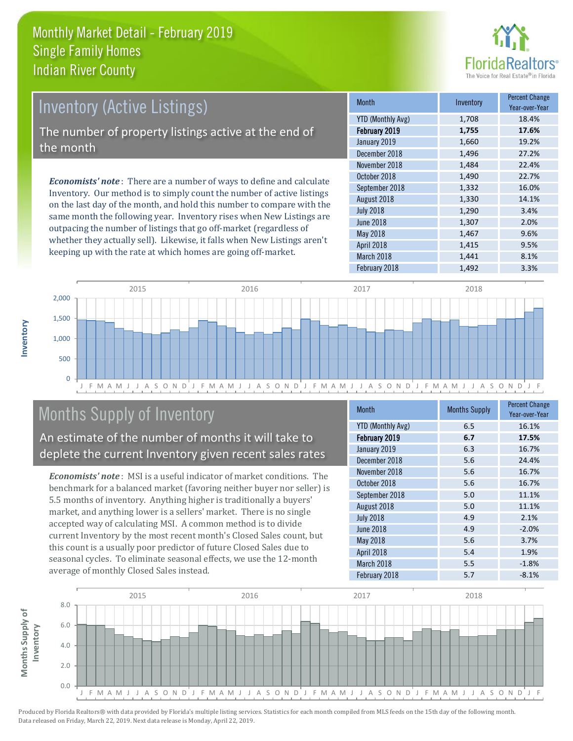# Monthly Market Detail - February 2019
## Single Family Homes
## Indian River County

## Inventory (Active Listings)

The number of property listings active at the end of the month

*Economists' note*: There are a number of ways to define and calculate Inventory. Our method is to simply count the number of active listings on the last day of the month, and hold this number to compare with the same month the following year. Inventory rises when New Listings are outpacing the number of listings that go off-market (regardless of whether they actually sell). Likewise, it falls when New Listings aren't keeping up with the rate at which homes are going off-market.

| Month | Inventory | Percent Change Year-over-Year |
|---|---|---|
| YTD (Monthly Avg) | 1,708 | 18.4% |
| **February 2019** | **1,755** | **17.6%** |
| January 2019 | 1,660 | 19.2% |
| December 2018 | 1,496 | 27.2% |
| November 2018 | 1,484 | 22.4% |
| October 2018 | 1,490 | 22.7% |
| September 2018 | 1,332 | 16.0% |
| August 2018 | 1,330 | 14.1% |
| July 2018 | 1,290 | 3.4% |
| June 2018 | 1,307 | 2.0% |
| May 2018 | 1,467 | 9.6% |
| April 2018 | 1,415 | 9.5% |
| March 2018 | 1,441 | 8.1% |
| February 2018 | 1,492 | 3.3% |

## Months Supply of Inventory

An estimate of the number of months it will take to deplete the current Inventory given recent sales rates

*Economists' note*: MSI is a useful indicator of market conditions. The benchmark for a balanced market (favoring neither buyer nor seller) is 5.5 months of inventory. Anything higher is traditionally a buyers' market, and anything lower is a sellers' market. There is no single accepted way of calculating MSI. A common method is to divide current Inventory by the most recent month's Closed Sales count, but this count is a usually poor predictor of future Closed Sales due to seasonal cycles. To eliminate seasonal effects, we use the 12-month average of monthly Closed Sales instead.

| Month | Months Supply | Percent Change Year-over-Year |
|---|---|---|
| YTD (Monthly Avg) | 6.5 | 16.1% |
| **February 2019** | **6.7** | **17.5%** |
| January 2019 | 6.3 | 16.7% |
| December 2018 | 5.6 | 24.4% |
| November 2018 | 5.6 | 16.7% |
| October 2018 | 5.6 | 16.7% |
| September 2018 | 5.0 | 11.1% |
| August 2018 | 5.0 | 11.1% |
| July 2018 | 4.9 | 2.1% |
| June 2018 | 4.9 | -2.0% |
| May 2018 | 5.6 | 3.7% |
| April 2018 | 5.4 | 1.9% |
| March 2018 | 5.5 | -1.8% |
| February 2018 | 5.7 | -8.1% |

Produced by Florida Realtors® with data provided by Florida's multiple listing services. Statistics for each month compiled from MLS feeds on the 15th day of the following month. Data released on Friday, March 22, 2019. Next data release is Monday, April 22, 2019.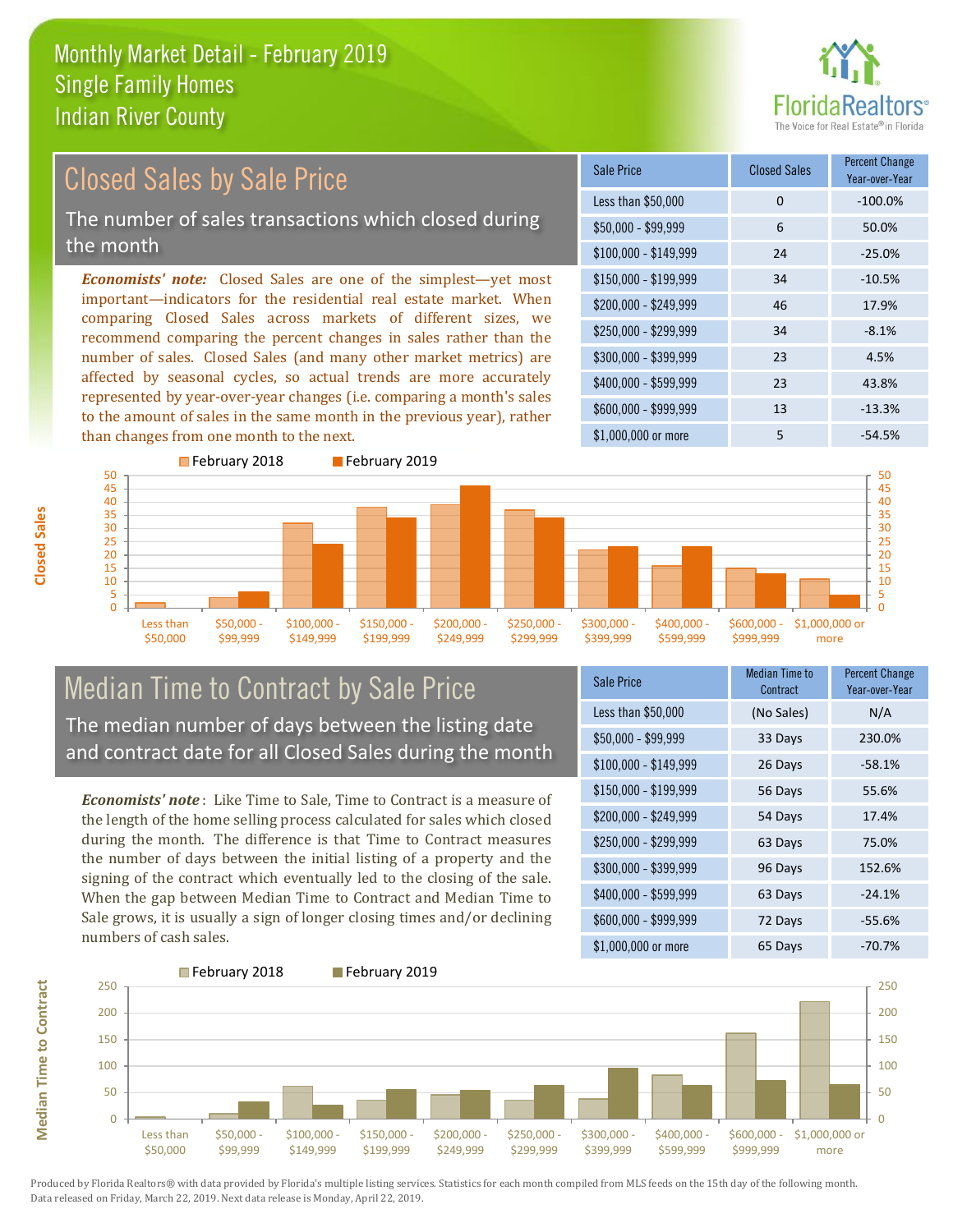# Monthly Market Detail - February 2019
## Single Family Homes
## Indian River County

## Closed Sales by Sale Price

The number of sales transactions which closed during the month

***Economists' note:*** Closed Sales are one of the simplest—yet most important—indicators for the residential real estate market. When comparing Closed Sales across markets of different sizes, we recommend comparing the percent changes in sales rather than the number of sales. Closed Sales (and many other market metrics) are affected by seasonal cycles, so actual trends are more accurately represented by year-over-year changes (i.e. comparing a month's sales to the amount of sales in the same month in the previous year), rather than changes from one month to the next.

| Sale Price | Closed Sales | Percent Change Year-over-Year |
|---|---|---|
| Less than $50,000 | 0 | -100.0% |
| $50,000 - $99,999 | 6 | 50.0% |
| $100,000 - $149,999 | 24 | -25.0% |
| $150,000 - $199,999 | 34 | -10.5% |
| $200,000 - $249,999 | 46 | 17.9% |
| $250,000 - $299,999 | 34 | -8.1% |
| $300,000 - $399,999 | 23 | 4.5% |
| $400,000 - $599,999 | 23 | 43.8% |
| $600,000 - $999,999 | 13 | -13.3% |
| $1,000,000 or more | 5 | -54.5% |

## Median Time to Contract by Sale Price

The median number of days between the listing date and contract date for all Closed Sales during the month

***Economists' note*** : Like Time to Sale, Time to Contract is a measure of the length of the home selling process calculated for sales which closed during the month. The difference is that Time to Contract measures the number of days between the initial listing of a property and the signing of the contract which eventually led to the closing of the sale. When the gap between Median Time to Contract and Median Time to Sale grows, it is usually a sign of longer closing times and/or declining numbers of cash sales.

| Sale Price | Median Time to Contract | Percent Change Year-over-Year |
|---|---|---|
| Less than $50,000 | (No Sales) | N/A |
| $50,000 - $99,999 | 33 Days | 230.0% |
| $100,000 - $149,999 | 26 Days | -58.1% |
| $150,000 - $199,999 | 56 Days | 55.6% |
| $200,000 - $249,999 | 54 Days | 17.4% |
| $250,000 - $299,999 | 63 Days | 75.0% |
| $300,000 - $399,999 | 96 Days | 152.6% |
| $400,000 - $599,999 | 63 Days | -24.1% |
| $600,000 - $999,999 | 72 Days | -55.6% |
| $1,000,000 or more | 65 Days | -70.7% |

Produced by Florida Realtors® with data provided by Florida's multiple listing services. Statistics for each month compiled from MLS feeds on the 15th day of the following month. Data released on Friday, March 22, 2019. Next data release is Monday, April 22, 2019.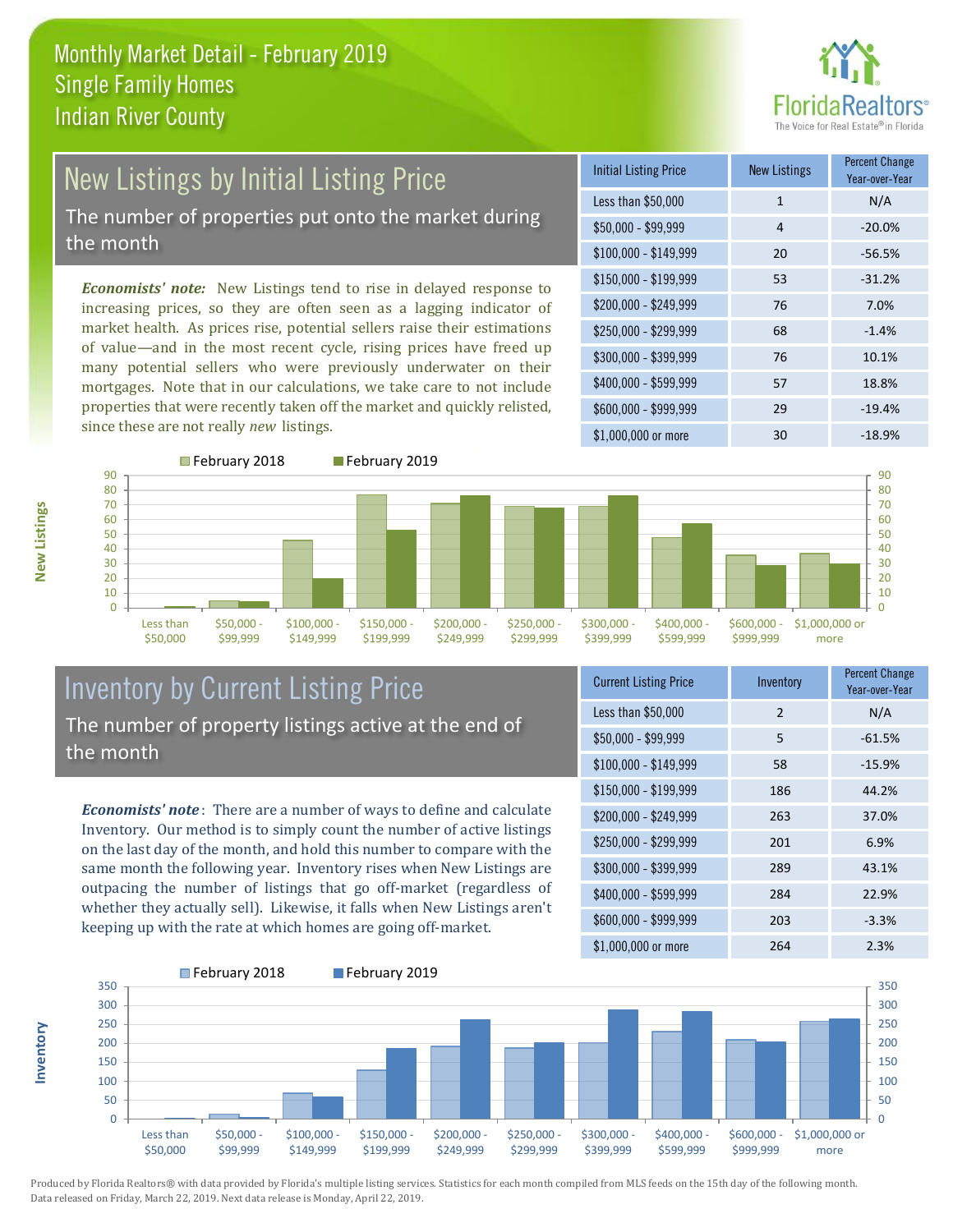# Monthly Market Detail - February 2019
## Single Family Homes
## Indian River County

## New Listings by Initial Listing Price

The number of properties put onto the market during the month

*Economists' note:* New Listings tend to rise in delayed response to increasing prices, so they are often seen as a lagging indicator of market health. As prices rise, potential sellers raise their estimations of value—and in the most recent cycle, rising prices have freed up many potential sellers who were previously underwater on their mortgages. Note that in our calculations, we take care to not include properties that were recently taken off the market and quickly relisted, since these are not really *new* listings.

| Initial Listing Price | New Listings | Percent Change Year-over-Year |
|---|---|---|
| Less than $50,000 | 1 | N/A |
| $50,000 - $99,999 | 4 | -20.0% |
| $100,000 - $149,999 | 20 | -56.5% |
| $150,000 - $199,999 | 53 | -31.2% |
| $200,000 - $249,999 | 76 | 7.0% |
| $250,000 - $299,999 | 68 | -1.4% |
| $300,000 - $399,999 | 76 | 10.1% |
| $400,000 - $599,999 | 57 | 18.8% |
| $600,000 - $999,999 | 29 | -19.4% |
| $1,000,000 or more | 30 | -18.9% |

## Inventory by Current Listing Price

The number of property listings active at the end of the month

*Economists' note*: There are a number of ways to define and calculate Inventory. Our method is to simply count the number of active listings on the last day of the month, and hold this number to compare with the same month the following year. Inventory rises when New Listings are outpacing the number of listings that go off-market (regardless of whether they actually sell). Likewise, it falls when New Listings aren't keeping up with the rate at which homes are going off-market.

| Current Listing Price | Inventory | Percent Change Year-over-Year |
|---|---|---|
| Less than $50,000 | 2 | N/A |
| $50,000 - $99,999 | 5 | -61.5% |
| $100,000 - $149,999 | 58 | -15.9% |
| $150,000 - $199,999 | 186 | 44.2% |
| $200,000 - $249,999 | 263 | 37.0% |
| $250,000 - $299,999 | 201 | 6.9% |
| $300,000 - $399,999 | 289 | 43.1% |
| $400,000 - $599,999 | 284 | 22.9% |
| $600,000 - $999,999 | 203 | -3.3% |
| $1,000,000 or more | 264 | 2.3% |

Produced by Florida Realtors® with data provided by Florida's multiple listing services. Statistics for each month compiled from MLS feeds on the 15th day of the following month. Data released on Friday, March 22, 2019. Next data release is Monday, April 22, 2019.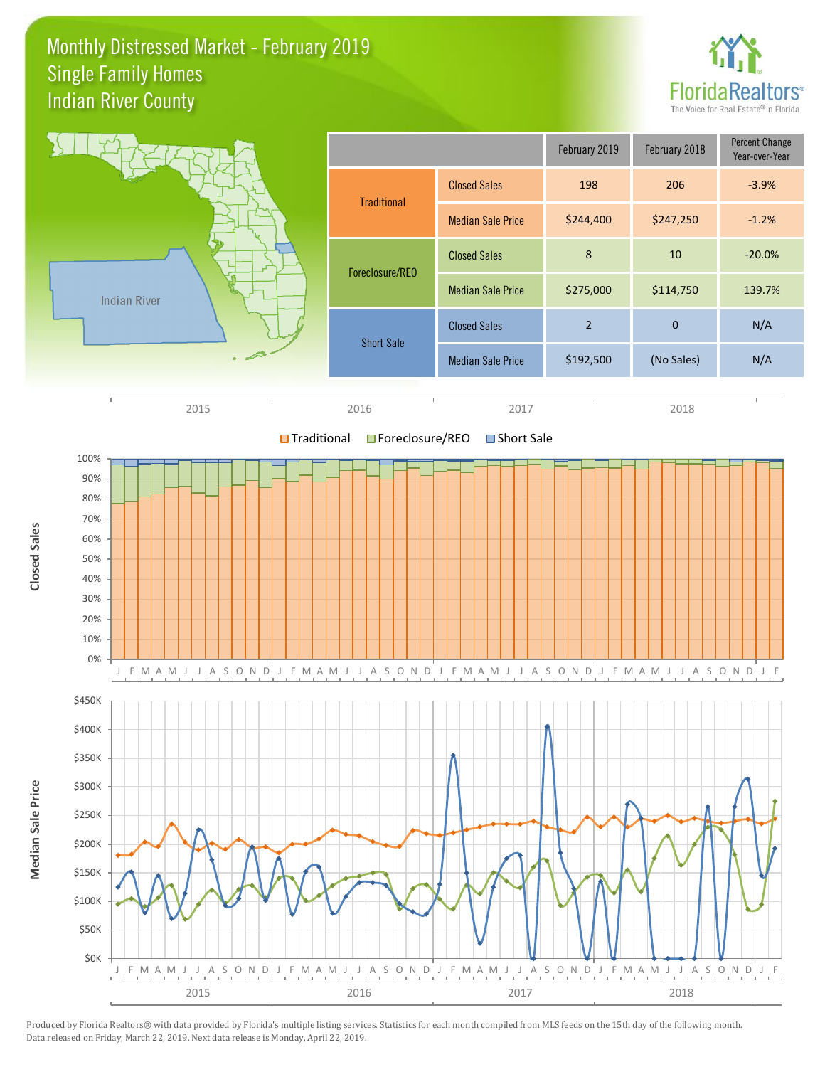# Monthly Distressed Market - February 2019
## Single Family Homes
## Indian River County

FloridaRealtors®
The Voice for Real Estate® in Florida

Indian River

| | | February 2019 | February 2018 | Percent Change Year-over-Year |
|---|---|---|---|---|
| Traditional | Closed Sales | 198 | 206 | -3.9% |
| | Median Sale Price | $244,400 | $247,250 | -1.2% |
| Foreclosure/REO | Closed Sales | 8 | 10 | -20.0% |
| | Median Sale Price | $275,000 | $114,750 | 139.7% |
| Short Sale | Closed Sales | 2 | 0 | N/A |
| | Median Sale Price | $192,500 | (No Sales) | N/A |

2015 2016 2017 2018

Traditional Foreclosure/REO Short Sale

Closed Sales

100% 90% 80% 70% 60% 50% 40% 30% 20% 10% 0%

J F M A M J J A S O N D J F M A M J J A S O N D J F M A M J J A S O N D J F M A M J J A S O N D J F

Median Sale Price

$450K $400K $350K $300K $250K $200K $150K $100K $50K $0K

J F M A M J J A S O N D J F M A M J J A S O N D J F M A M J J A S O N D J F M A M J J A S O N D J F

2015 2016 2017 2018

Produced by Florida Realtors® with data provided by Florida's multiple listing services. Statistics for each month compiled from MLS feeds on the 15th day of the following month. Data released on Friday, March 22, 2019. Next data release is Monday, April 22, 2019.